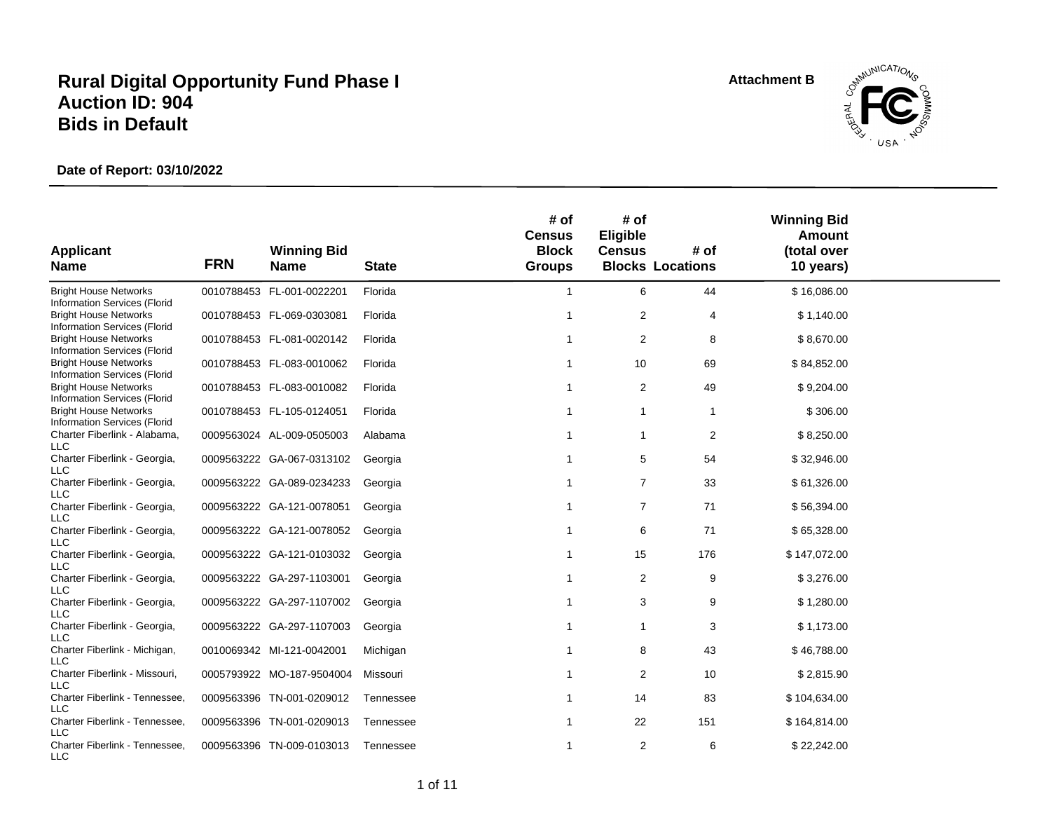# Rural Digital Opportunity Fund Phase I
# Auction ID: 904
# Bids in Default

**Attachment B**

**Date of Report: 03/10/2022**

| Applicant Name | FRN | Winning Bid Name | State | # of Census Block Groups | # of Eligible Census Blocks | # of Locations | Winning Bid Amount (total over 10 years) |
|---|---|---|---|---|---|---|---|
| Bright House Networks Information Services (Florid | 0010788453 | FL-001-0022201 | Florida | 1 | 6 | 44 | $ 16,086.00 |
| Bright House Networks Information Services (Florid | 0010788453 | FL-069-0303081 | Florida | 1 | 2 | 4 | $ 1,140.00 |
| Bright House Networks Information Services (Florid | 0010788453 | FL-081-0020142 | Florida | 1 | 2 | 8 | $ 8,670.00 |
| Bright House Networks Information Services (Florid | 0010788453 | FL-083-0010062 | Florida | 1 | 10 | 69 | $ 84,852.00 |
| Bright House Networks Information Services (Florid | 0010788453 | FL-083-0010082 | Florida | 1 | 2 | 49 | $ 9,204.00 |
| Bright House Networks Information Services (Florid | 0010788453 | FL-105-0124051 | Florida | 1 | 1 | 1 | $ 306.00 |
| Charter Fiberlink - Alabama, LLC | 0009563024 | AL-009-0505003 | Alabama | 1 | 1 | 2 | $ 8,250.00 |
| Charter Fiberlink - Georgia, LLC | 0009563222 | GA-067-0313102 | Georgia | 1 | 5 | 54 | $ 32,946.00 |
| Charter Fiberlink - Georgia, LLC | 0009563222 | GA-089-0234233 | Georgia | 1 | 7 | 33 | $ 61,326.00 |
| Charter Fiberlink - Georgia, LLC | 0009563222 | GA-121-0078051 | Georgia | 1 | 7 | 71 | $ 56,394.00 |
| Charter Fiberlink - Georgia, LLC | 0009563222 | GA-121-0078052 | Georgia | 1 | 6 | 71 | $ 65,328.00 |
| Charter Fiberlink - Georgia, LLC | 0009563222 | GA-121-0103032 | Georgia | 1 | 15 | 176 | $ 147,072.00 |
| Charter Fiberlink - Georgia, LLC | 0009563222 | GA-297-1103001 | Georgia | 1 | 2 | 9 | $ 3,276.00 |
| Charter Fiberlink - Georgia, LLC | 0009563222 | GA-297-1107002 | Georgia | 1 | 3 | 9 | $ 1,280.00 |
| Charter Fiberlink - Georgia, LLC | 0009563222 | GA-297-1107003 | Georgia | 1 | 1 | 3 | $ 1,173.00 |
| Charter Fiberlink - Michigan, LLC | 0010069342 | MI-121-0042001 | Michigan | 1 | 8 | 43 | $ 46,788.00 |
| Charter Fiberlink - Missouri, LLC | 0005793922 | MO-187-9504004 | Missouri | 1 | 2 | 10 | $ 2,815.90 |
| Charter Fiberlink - Tennessee, LLC | 0009563396 | TN-001-0209012 | Tennessee | 1 | 14 | 83 | $ 104,634.00 |
| Charter Fiberlink - Tennessee, LLC | 0009563396 | TN-001-0209013 | Tennessee | 1 | 22 | 151 | $ 164,814.00 |
| Charter Fiberlink - Tennessee, LLC | 0009563396 | TN-009-0103013 | Tennessee | 1 | 2 | 6 | $ 22,242.00 |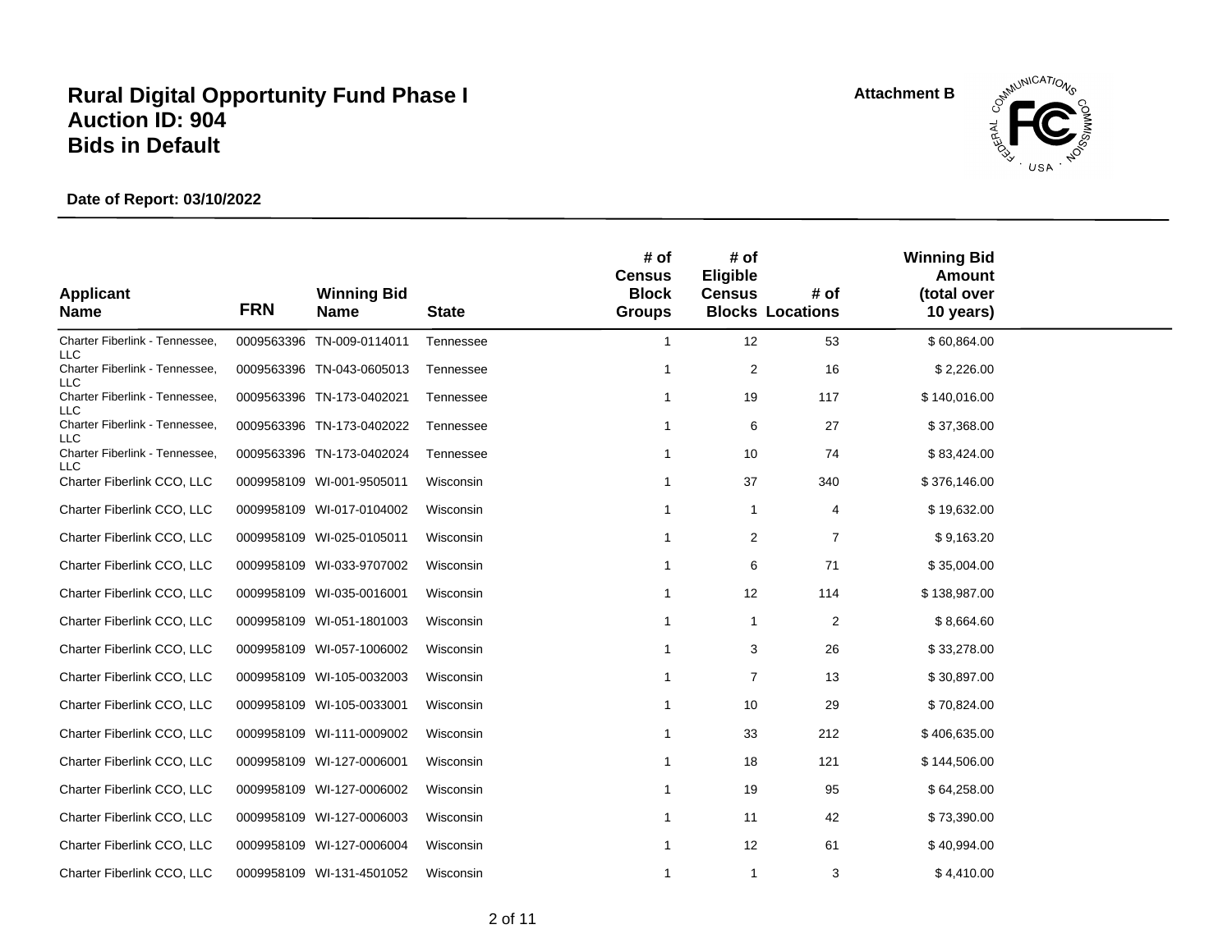# Rural Digital Opportunity Fund Phase I
# Auction ID: 904
# Bids in Default

**Attachment B**

**Date of Report: 03/10/2022**

| Applicant Name | FRN | Winning Bid Name | State | # of Census Block Groups | # of Eligible Census Blocks | # of Locations | Winning Bid Amount (total over 10 years) |
|---|---|---|---|---|---|---|---|
| Charter Fiberlink - Tennessee, LLC | 0009563396 | TN-009-0114011 | Tennessee | 1 | 12 | 53 | $ 60,864.00 |
| Charter Fiberlink - Tennessee, LLC | 0009563396 | TN-043-0605013 | Tennessee | 1 | 2 | 16 | $ 2,226.00 |
| Charter Fiberlink - Tennessee, LLC | 0009563396 | TN-173-0402021 | Tennessee | 1 | 19 | 117 | $ 140,016.00 |
| Charter Fiberlink - Tennessee, LLC | 0009563396 | TN-173-0402022 | Tennessee | 1 | 6 | 27 | $ 37,368.00 |
| Charter Fiberlink - Tennessee, LLC | 0009563396 | TN-173-0402024 | Tennessee | 1 | 10 | 74 | $ 83,424.00 |
| Charter Fiberlink CCO, LLC | 0009958109 | WI-001-9505011 | Wisconsin | 1 | 37 | 340 | $ 376,146.00 |
| Charter Fiberlink CCO, LLC | 0009958109 | WI-017-0104002 | Wisconsin | 1 | 1 | 4 | $ 19,632.00 |
| Charter Fiberlink CCO, LLC | 0009958109 | WI-025-0105011 | Wisconsin | 1 | 2 | 7 | $ 9,163.20 |
| Charter Fiberlink CCO, LLC | 0009958109 | WI-033-9707002 | Wisconsin | 1 | 6 | 71 | $ 35,004.00 |
| Charter Fiberlink CCO, LLC | 0009958109 | WI-035-0016001 | Wisconsin | 1 | 12 | 114 | $ 138,987.00 |
| Charter Fiberlink CCO, LLC | 0009958109 | WI-051-1801003 | Wisconsin | 1 | 1 | 2 | $ 8,664.60 |
| Charter Fiberlink CCO, LLC | 0009958109 | WI-057-1006002 | Wisconsin | 1 | 3 | 26 | $ 33,278.00 |
| Charter Fiberlink CCO, LLC | 0009958109 | WI-105-0032003 | Wisconsin | 1 | 7 | 13 | $ 30,897.00 |
| Charter Fiberlink CCO, LLC | 0009958109 | WI-105-0033001 | Wisconsin | 1 | 10 | 29 | $ 70,824.00 |
| Charter Fiberlink CCO, LLC | 0009958109 | WI-111-0009002 | Wisconsin | 1 | 33 | 212 | $ 406,635.00 |
| Charter Fiberlink CCO, LLC | 0009958109 | WI-127-0006001 | Wisconsin | 1 | 18 | 121 | $ 144,506.00 |
| Charter Fiberlink CCO, LLC | 0009958109 | WI-127-0006002 | Wisconsin | 1 | 19 | 95 | $ 64,258.00 |
| Charter Fiberlink CCO, LLC | 0009958109 | WI-127-0006003 | Wisconsin | 1 | 11 | 42 | $ 73,390.00 |
| Charter Fiberlink CCO, LLC | 0009958109 | WI-127-0006004 | Wisconsin | 1 | 12 | 61 | $ 40,994.00 |
| Charter Fiberlink CCO, LLC | 0009958109 | WI-131-4501052 | Wisconsin | 1 | 1 | 3 | $ 4,410.00 |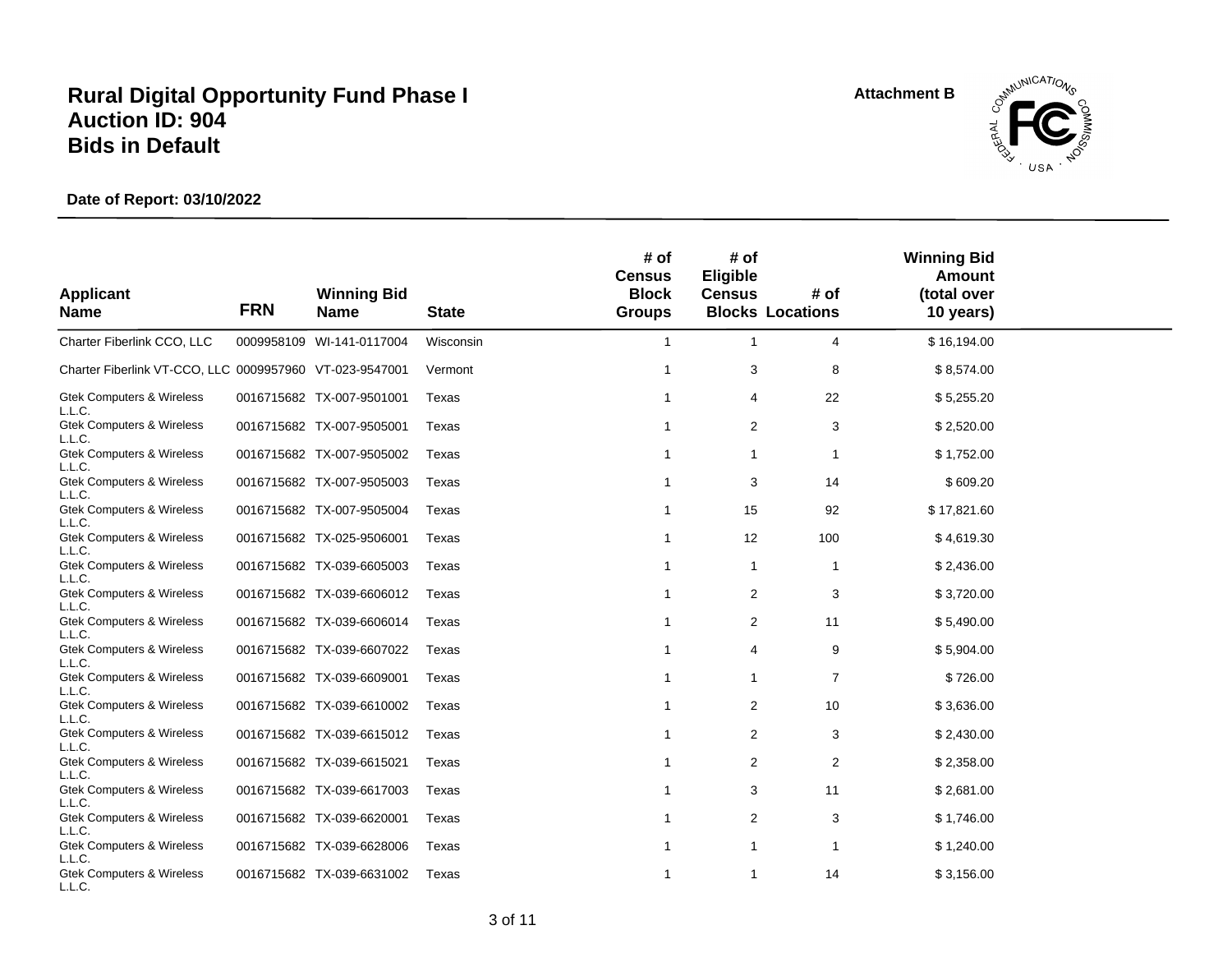# Rural Digital Opportunity Fund Phase I
# Auction ID: 904
# Bids in Default

Attachment B

**Date of Report: 03/10/2022**

| Applicant Name | FRN | Winning Bid Name | State | # of Census Block Groups | # of Eligible Census Blocks | # of Locations | Winning Bid Amount (total over 10 years) |
|---|---|---|---|---|---|---|---|
| Charter Fiberlink CCO, LLC | 0009958109 | WI-141-0117004 | Wisconsin | 1 | 1 | 4 | $ 16,194.00 |
| Charter Fiberlink VT-CCO, LLC | 0009957960 | VT-023-9547001 | Vermont | 1 | 3 | 8 | $ 8,574.00 |
| Gtek Computers & Wireless L.L.C. | 0016715682 | TX-007-9501001 | Texas | 1 | 4 | 22 | $ 5,255.20 |
| Gtek Computers & Wireless L.L.C. | 0016715682 | TX-007-9505001 | Texas | 1 | 2 | 3 | $ 2,520.00 |
| Gtek Computers & Wireless L.L.C. | 0016715682 | TX-007-9505002 | Texas | 1 | 1 | 1 | $ 1,752.00 |
| Gtek Computers & Wireless L.L.C. | 0016715682 | TX-007-9505003 | Texas | 1 | 3 | 14 | $ 609.20 |
| Gtek Computers & Wireless L.L.C. | 0016715682 | TX-007-9505004 | Texas | 1 | 15 | 92 | $ 17,821.60 |
| Gtek Computers & Wireless L.L.C. | 0016715682 | TX-025-9506001 | Texas | 1 | 12 | 100 | $ 4,619.30 |
| Gtek Computers & Wireless L.L.C. | 0016715682 | TX-039-6605003 | Texas | 1 | 1 | 1 | $ 2,436.00 |
| Gtek Computers & Wireless L.L.C. | 0016715682 | TX-039-6606012 | Texas | 1 | 2 | 3 | $ 3,720.00 |
| Gtek Computers & Wireless L.L.C. | 0016715682 | TX-039-6606014 | Texas | 1 | 2 | 11 | $ 5,490.00 |
| Gtek Computers & Wireless L.L.C. | 0016715682 | TX-039-6607022 | Texas | 1 | 4 | 9 | $ 5,904.00 |
| Gtek Computers & Wireless L.L.C. | 0016715682 | TX-039-6609001 | Texas | 1 | 1 | 7 | $ 726.00 |
| Gtek Computers & Wireless L.L.C. | 0016715682 | TX-039-6610002 | Texas | 1 | 2 | 10 | $ 3,636.00 |
| Gtek Computers & Wireless L.L.C. | 0016715682 | TX-039-6615012 | Texas | 1 | 2 | 3 | $ 2,430.00 |
| Gtek Computers & Wireless L.L.C. | 0016715682 | TX-039-6615021 | Texas | 1 | 2 | 2 | $ 2,358.00 |
| Gtek Computers & Wireless L.L.C. | 0016715682 | TX-039-6617003 | Texas | 1 | 3 | 11 | $ 2,681.00 |
| Gtek Computers & Wireless L.L.C. | 0016715682 | TX-039-6620001 | Texas | 1 | 2 | 3 | $ 1,746.00 |
| Gtek Computers & Wireless L.L.C. | 0016715682 | TX-039-6628006 | Texas | 1 | 1 | 1 | $ 1,240.00 |
| Gtek Computers & Wireless L.L.C. | 0016715682 | TX-039-6631002 | Texas | 1 | 1 | 14 | $ 3,156.00 |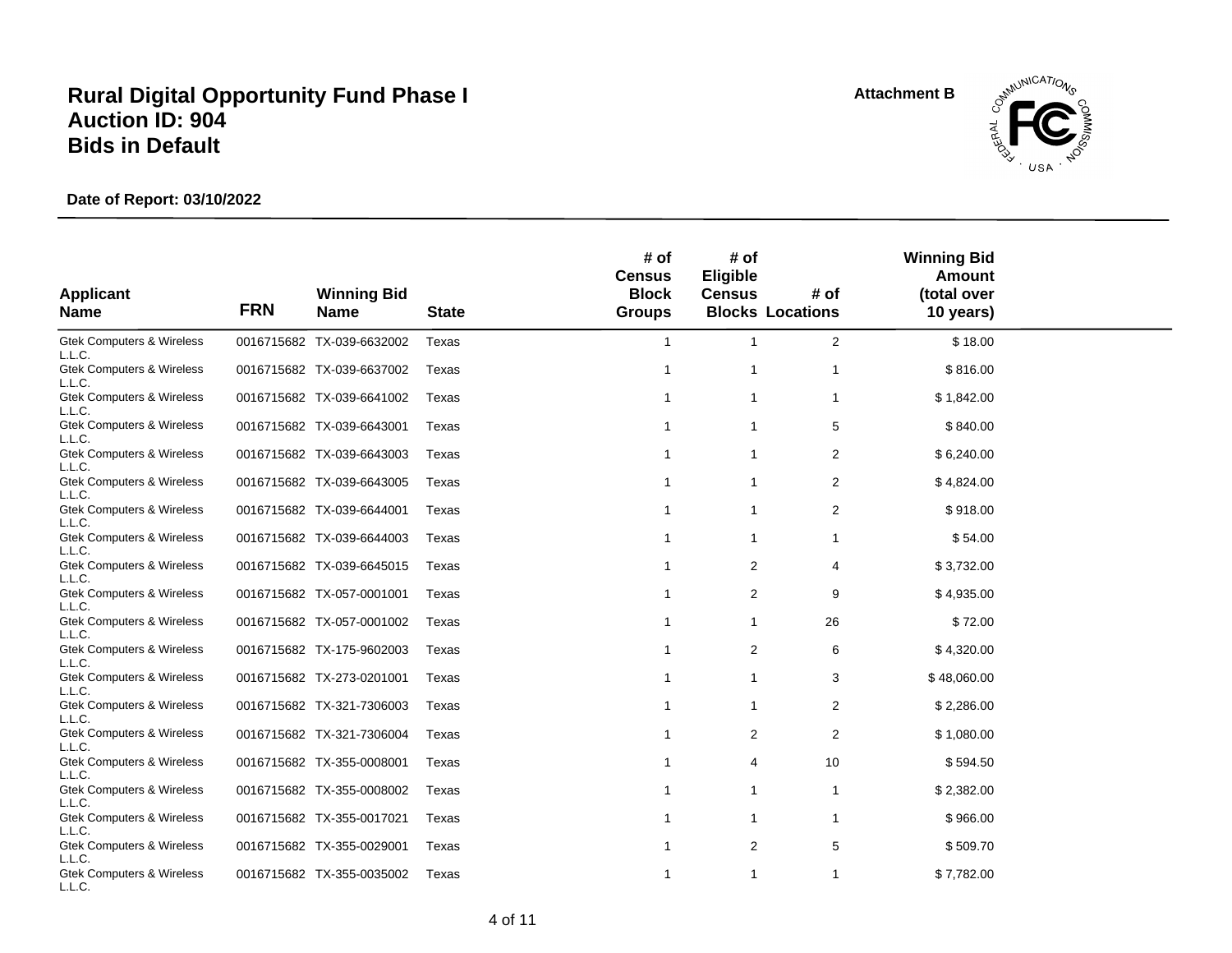# Rural Digital Opportunity Fund Phase I
# Auction ID: 904
# Bids in Default

**Attachment B**

**Date of Report: 03/10/2022**

| Applicant Name | FRN | Winning Bid Name | State | # of Census Block Groups | # of Eligible Census Blocks | # of Locations | Winning Bid Amount (total over 10 years) |
|---|---|---|---|---|---|---|---|
| Gtek Computers & Wireless L.L.C. | 0016715682 | TX-039-6632002 | Texas | 1 | 1 | 2 | $ 18.00 |
| Gtek Computers & Wireless L.L.C. | 0016715682 | TX-039-6637002 | Texas | 1 | 1 | 1 | $ 816.00 |
| Gtek Computers & Wireless L.L.C. | 0016715682 | TX-039-6641002 | Texas | 1 | 1 | 1 | $ 1,842.00 |
| Gtek Computers & Wireless L.L.C. | 0016715682 | TX-039-6643001 | Texas | 1 | 1 | 5 | $ 840.00 |
| Gtek Computers & Wireless L.L.C. | 0016715682 | TX-039-6643003 | Texas | 1 | 1 | 2 | $ 6,240.00 |
| Gtek Computers & Wireless L.L.C. | 0016715682 | TX-039-6643005 | Texas | 1 | 1 | 2 | $ 4,824.00 |
| Gtek Computers & Wireless L.L.C. | 0016715682 | TX-039-6644001 | Texas | 1 | 1 | 2 | $ 918.00 |
| Gtek Computers & Wireless L.L.C. | 0016715682 | TX-039-6644003 | Texas | 1 | 1 | 1 | $ 54.00 |
| Gtek Computers & Wireless L.L.C. | 0016715682 | TX-039-6645015 | Texas | 1 | 2 | 4 | $ 3,732.00 |
| Gtek Computers & Wireless L.L.C. | 0016715682 | TX-057-0001001 | Texas | 1 | 2 | 9 | $ 4,935.00 |
| Gtek Computers & Wireless L.L.C. | 0016715682 | TX-057-0001002 | Texas | 1 | 1 | 26 | $ 72.00 |
| Gtek Computers & Wireless L.L.C. | 0016715682 | TX-175-9602003 | Texas | 1 | 2 | 6 | $ 4,320.00 |
| Gtek Computers & Wireless L.L.C. | 0016715682 | TX-273-0201001 | Texas | 1 | 1 | 3 | $ 48,060.00 |
| Gtek Computers & Wireless L.L.C. | 0016715682 | TX-321-7306003 | Texas | 1 | 1 | 2 | $ 2,286.00 |
| Gtek Computers & Wireless L.L.C. | 0016715682 | TX-321-7306004 | Texas | 1 | 2 | 2 | $ 1,080.00 |
| Gtek Computers & Wireless L.L.C. | 0016715682 | TX-355-0008001 | Texas | 1 | 4 | 10 | $ 594.50 |
| Gtek Computers & Wireless L.L.C. | 0016715682 | TX-355-0008002 | Texas | 1 | 1 | 1 | $ 2,382.00 |
| Gtek Computers & Wireless L.L.C. | 0016715682 | TX-355-0017021 | Texas | 1 | 1 | 1 | $ 966.00 |
| Gtek Computers & Wireless L.L.C. | 0016715682 | TX-355-0029001 | Texas | 1 | 2 | 5 | $ 509.70 |
| Gtek Computers & Wireless L.L.C. | 0016715682 | TX-355-0035002 | Texas | 1 | 1 | 1 | $ 7,782.00 |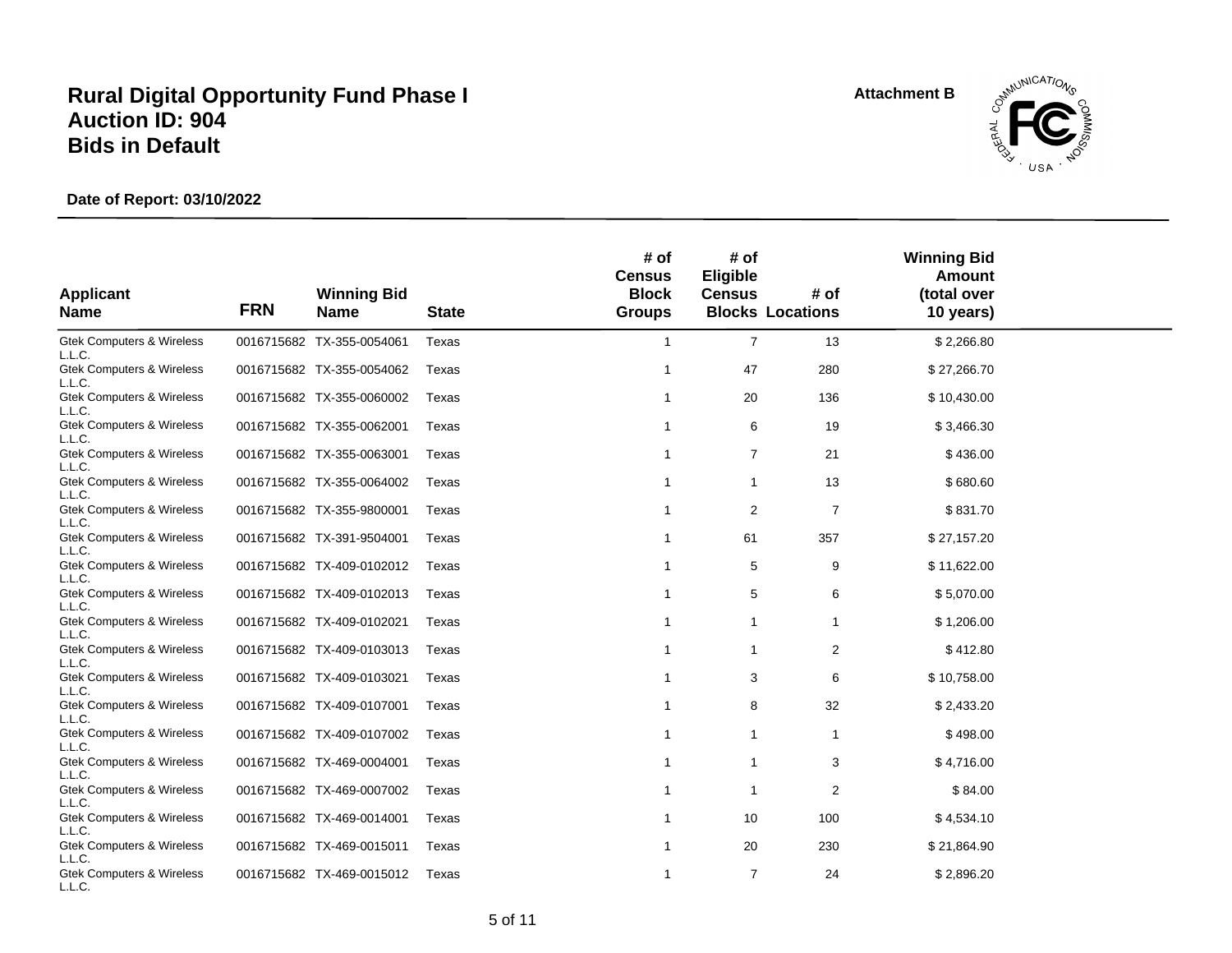# Rural Digital Opportunity Fund Phase I
# Auction ID: 904
# Bids in Default

Attachment B

**Date of Report: 03/10/2022**

| Applicant Name | FRN | Winning Bid Name | State | # of Census Block Groups | # of Eligible Census Blocks | # of Locations | Winning Bid Amount (total over 10 years) |
|---|---|---|---|---|---|---|---|
| Gtek Computers & Wireless L.L.C. | 0016715682 | TX-355-0054061 | Texas | 1 | 7 | 13 | $ 2,266.80 |
| Gtek Computers & Wireless L.L.C. | 0016715682 | TX-355-0054062 | Texas | 1 | 47 | 280 | $ 27,266.70 |
| Gtek Computers & Wireless L.L.C. | 0016715682 | TX-355-0060002 | Texas | 1 | 20 | 136 | $ 10,430.00 |
| Gtek Computers & Wireless L.L.C. | 0016715682 | TX-355-0062001 | Texas | 1 | 6 | 19 | $ 3,466.30 |
| Gtek Computers & Wireless L.L.C. | 0016715682 | TX-355-0063001 | Texas | 1 | 7 | 21 | $ 436.00 |
| Gtek Computers & Wireless L.L.C. | 0016715682 | TX-355-0064002 | Texas | 1 | 1 | 13 | $ 680.60 |
| Gtek Computers & Wireless L.L.C. | 0016715682 | TX-355-9800001 | Texas | 1 | 2 | 7 | $ 831.70 |
| Gtek Computers & Wireless L.L.C. | 0016715682 | TX-391-9504001 | Texas | 1 | 61 | 357 | $ 27,157.20 |
| Gtek Computers & Wireless L.L.C. | 0016715682 | TX-409-0102012 | Texas | 1 | 5 | 9 | $ 11,622.00 |
| Gtek Computers & Wireless L.L.C. | 0016715682 | TX-409-0102013 | Texas | 1 | 5 | 6 | $ 5,070.00 |
| Gtek Computers & Wireless L.L.C. | 0016715682 | TX-409-0102021 | Texas | 1 | 1 | 1 | $ 1,206.00 |
| Gtek Computers & Wireless L.L.C. | 0016715682 | TX-409-0103013 | Texas | 1 | 1 | 2 | $ 412.80 |
| Gtek Computers & Wireless L.L.C. | 0016715682 | TX-409-0103021 | Texas | 1 | 3 | 6 | $ 10,758.00 |
| Gtek Computers & Wireless L.L.C. | 0016715682 | TX-409-0107001 | Texas | 1 | 8 | 32 | $ 2,433.20 |
| Gtek Computers & Wireless L.L.C. | 0016715682 | TX-409-0107002 | Texas | 1 | 1 | 1 | $ 498.00 |
| Gtek Computers & Wireless L.L.C. | 0016715682 | TX-469-0004001 | Texas | 1 | 1 | 3 | $ 4,716.00 |
| Gtek Computers & Wireless L.L.C. | 0016715682 | TX-469-0007002 | Texas | 1 | 1 | 2 | $ 84.00 |
| Gtek Computers & Wireless L.L.C. | 0016715682 | TX-469-0014001 | Texas | 1 | 10 | 100 | $ 4,534.10 |
| Gtek Computers & Wireless L.L.C. | 0016715682 | TX-469-0015011 | Texas | 1 | 20 | 230 | $ 21,864.90 |
| Gtek Computers & Wireless L.L.C. | 0016715682 | TX-469-0015012 | Texas | 1 | 7 | 24 | $ 2,896.20 |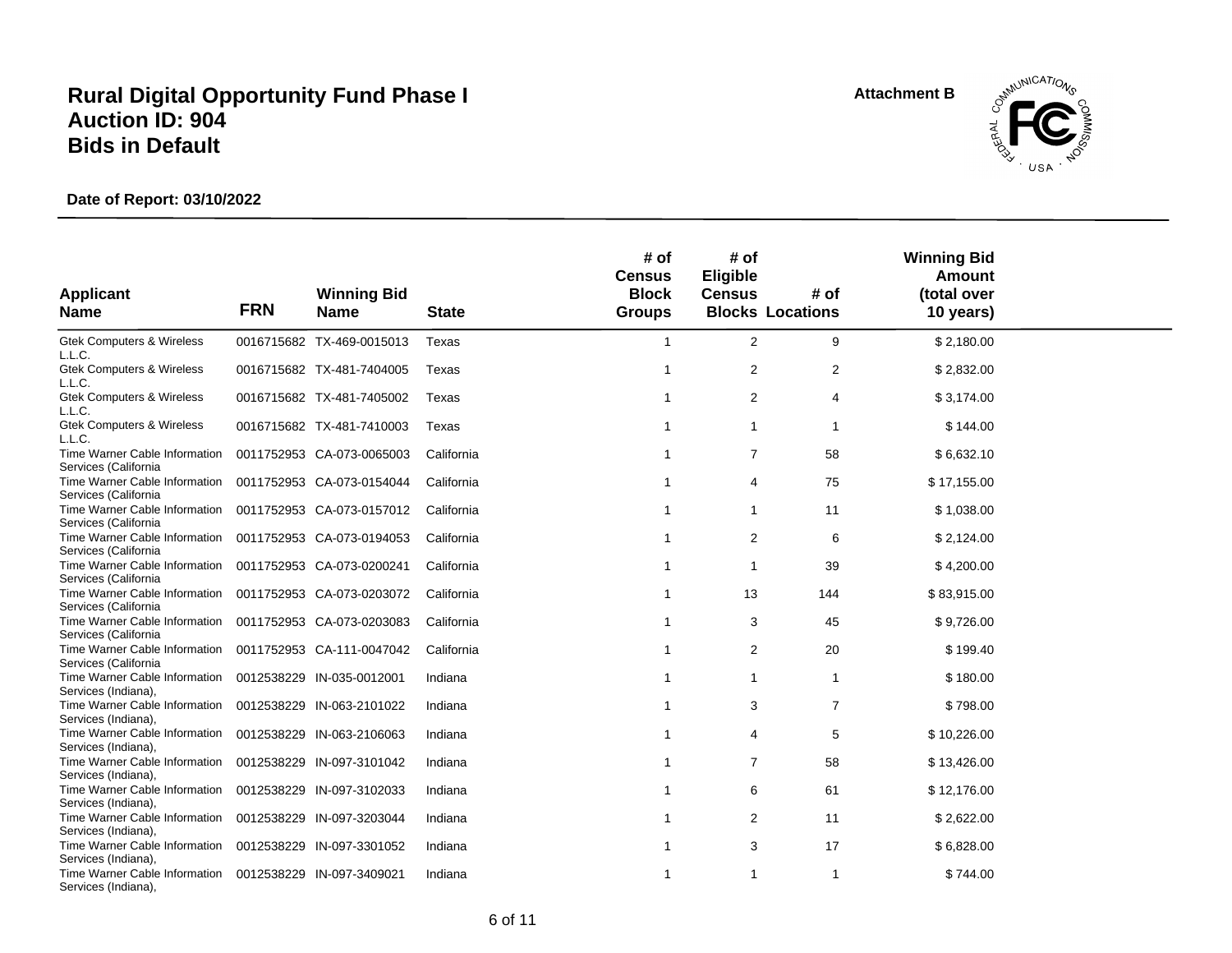# Rural Digital Opportunity Fund Phase I
# Auction ID: 904
# Bids in Default

**Attachment B**

**Date of Report: 03/10/2022**

| Applicant Name | FRN | Winning Bid Name | State | # of Census Block Groups | # of Eligible Census Blocks | # of Locations | Winning Bid Amount (total over 10 years) |
|---|---|---|---|---|---|---|---|
| Gtek Computers & Wireless L.L.C. | 0016715682 | TX-469-0015013 | Texas | 1 | 2 | 9 | $ 2,180.00 |
| Gtek Computers & Wireless L.L.C. | 0016715682 | TX-481-7404005 | Texas | 1 | 2 | 2 | $ 2,832.00 |
| Gtek Computers & Wireless L.L.C. | 0016715682 | TX-481-7405002 | Texas | 1 | 2 | 4 | $ 3,174.00 |
| Gtek Computers & Wireless L.L.C. | 0016715682 | TX-481-7410003 | Texas | 1 | 1 | 1 | $ 144.00 |
| Time Warner Cable Information Services (California | 0011752953 | CA-073-0065003 | California | 1 | 7 | 58 | $ 6,632.10 |
| Time Warner Cable Information Services (California | 0011752953 | CA-073-0154044 | California | 1 | 4 | 75 | $ 17,155.00 |
| Time Warner Cable Information Services (California | 0011752953 | CA-073-0157012 | California | 1 | 1 | 11 | $ 1,038.00 |
| Time Warner Cable Information Services (California | 0011752953 | CA-073-0194053 | California | 1 | 2 | 6 | $ 2,124.00 |
| Time Warner Cable Information Services (California | 0011752953 | CA-073-0200241 | California | 1 | 1 | 39 | $ 4,200.00 |
| Time Warner Cable Information Services (California | 0011752953 | CA-073-0203072 | California | 1 | 13 | 144 | $ 83,915.00 |
| Time Warner Cable Information Services (California | 0011752953 | CA-073-0203083 | California | 1 | 3 | 45 | $ 9,726.00 |
| Time Warner Cable Information Services (California | 0011752953 | CA-111-0047042 | California | 1 | 2 | 20 | $ 199.40 |
| Time Warner Cable Information Services (Indiana), | 0012538229 | IN-035-0012001 | Indiana | 1 | 1 | 1 | $ 180.00 |
| Time Warner Cable Information Services (Indiana), | 0012538229 | IN-063-2101022 | Indiana | 1 | 3 | 7 | $ 798.00 |
| Time Warner Cable Information Services (Indiana), | 0012538229 | IN-063-2106063 | Indiana | 1 | 4 | 5 | $ 10,226.00 |
| Time Warner Cable Information Services (Indiana), | 0012538229 | IN-097-3101042 | Indiana | 1 | 7 | 58 | $ 13,426.00 |
| Time Warner Cable Information Services (Indiana), | 0012538229 | IN-097-3102033 | Indiana | 1 | 6 | 61 | $ 12,176.00 |
| Time Warner Cable Information Services (Indiana), | 0012538229 | IN-097-3203044 | Indiana | 1 | 2 | 11 | $ 2,622.00 |
| Time Warner Cable Information Services (Indiana), | 0012538229 | IN-097-3301052 | Indiana | 1 | 3 | 17 | $ 6,828.00 |
| Time Warner Cable Information Services (Indiana), | 0012538229 | IN-097-3409021 | Indiana | 1 | 1 | 1 | $ 744.00 |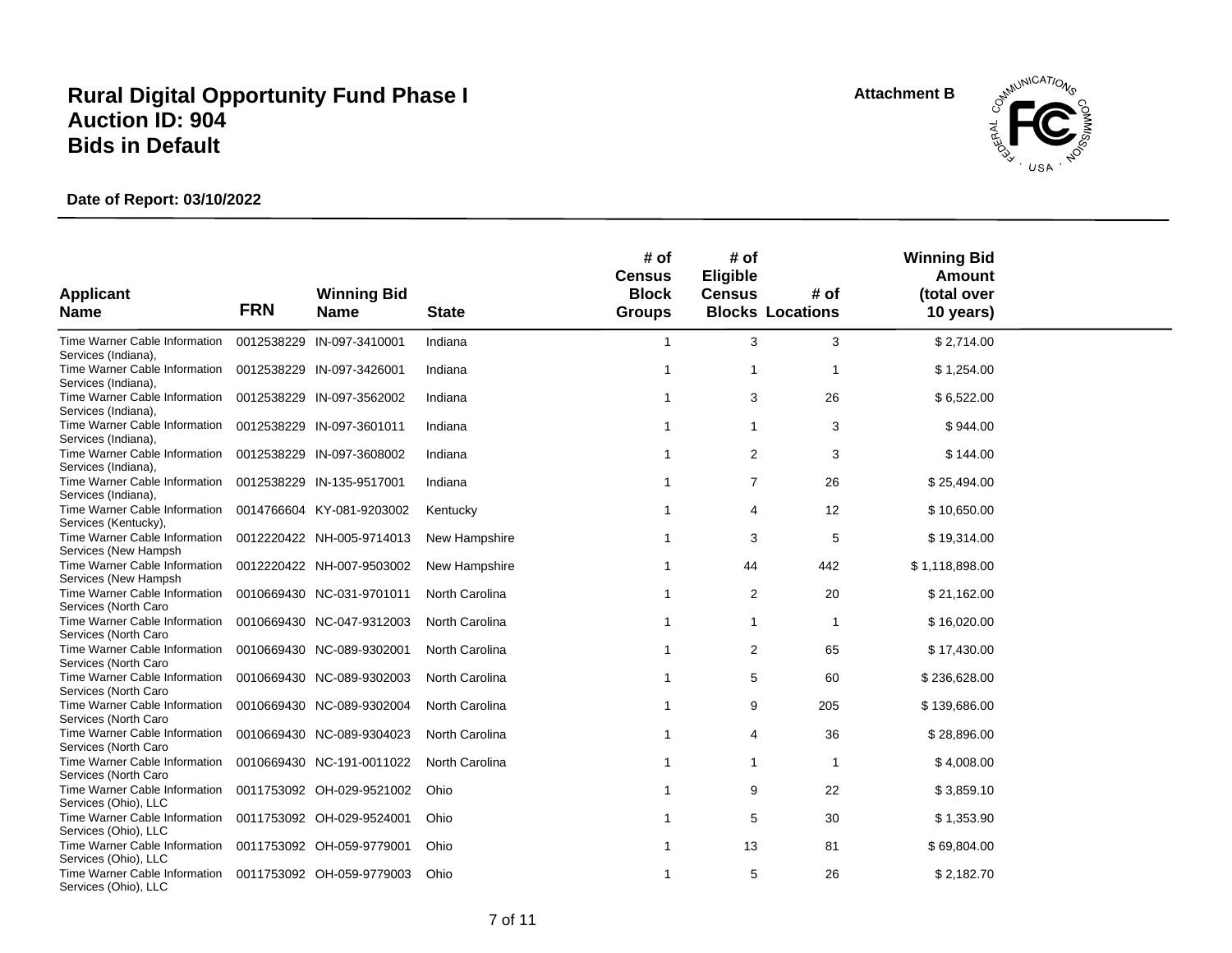# Rural Digital Opportunity Fund Phase I
# Auction ID: 904
# Bids in Default

Attachment B

**Date of Report: 03/10/2022**

| Applicant Name | FRN | Winning Bid Name | State | # of Census Block Groups | # of Eligible Census Blocks | # of Locations | Winning Bid Amount (total over 10 years) |
|---|---|---|---|---|---|---|---|
| Time Warner Cable Information Services (Indiana), | 0012538229 | IN-097-3410001 | Indiana | 1 | 3 | 3 | $ 2,714.00 |
| Time Warner Cable Information Services (Indiana), | 0012538229 | IN-097-3426001 | Indiana | 1 | 1 | 1 | $ 1,254.00 |
| Time Warner Cable Information Services (Indiana), | 0012538229 | IN-097-3562002 | Indiana | 1 | 3 | 26 | $ 6,522.00 |
| Time Warner Cable Information Services (Indiana), | 0012538229 | IN-097-3601011 | Indiana | 1 | 1 | 3 | $ 944.00 |
| Time Warner Cable Information Services (Indiana), | 0012538229 | IN-097-3608002 | Indiana | 1 | 2 | 3 | $ 144.00 |
| Time Warner Cable Information Services (Indiana), | 0012538229 | IN-135-9517001 | Indiana | 1 | 7 | 26 | $ 25,494.00 |
| Time Warner Cable Information Services (Kentucky), | 0014766604 | KY-081-9203002 | Kentucky | 1 | 4 | 12 | $ 10,650.00 |
| Time Warner Cable Information Services (New Hampsh | 0012220422 | NH-005-9714013 | New Hampshire | 1 | 3 | 5 | $ 19,314.00 |
| Time Warner Cable Information Services (New Hampsh | 0012220422 | NH-007-9503002 | New Hampshire | 1 | 44 | 442 | $ 1,118,898.00 |
| Time Warner Cable Information Services (North Caro | 0010669430 | NC-031-9701011 | North Carolina | 1 | 2 | 20 | $ 21,162.00 |
| Time Warner Cable Information Services (North Caro | 0010669430 | NC-047-9312003 | North Carolina | 1 | 1 | 1 | $ 16,020.00 |
| Time Warner Cable Information Services (North Caro | 0010669430 | NC-089-9302001 | North Carolina | 1 | 2 | 65 | $ 17,430.00 |
| Time Warner Cable Information Services (North Caro | 0010669430 | NC-089-9302003 | North Carolina | 1 | 5 | 60 | $ 236,628.00 |
| Time Warner Cable Information Services (North Caro | 0010669430 | NC-089-9302004 | North Carolina | 1 | 9 | 205 | $ 139,686.00 |
| Time Warner Cable Information Services (North Caro | 0010669430 | NC-089-9304023 | North Carolina | 1 | 4 | 36 | $ 28,896.00 |
| Time Warner Cable Information Services (North Caro | 0010669430 | NC-191-0011022 | North Carolina | 1 | 1 | 1 | $ 4,008.00 |
| Time Warner Cable Information Services (Ohio), LLC | 0011753092 | OH-029-9521002 | Ohio | 1 | 9 | 22 | $ 3,859.10 |
| Time Warner Cable Information Services (Ohio), LLC | 0011753092 | OH-029-9524001 | Ohio | 1 | 5 | 30 | $ 1,353.90 |
| Time Warner Cable Information Services (Ohio), LLC | 0011753092 | OH-059-9779001 | Ohio | 1 | 13 | 81 | $ 69,804.00 |
| Time Warner Cable Information Services (Ohio), LLC | 0011753092 | OH-059-9779003 | Ohio | 1 | 5 | 26 | $ 2,182.70 |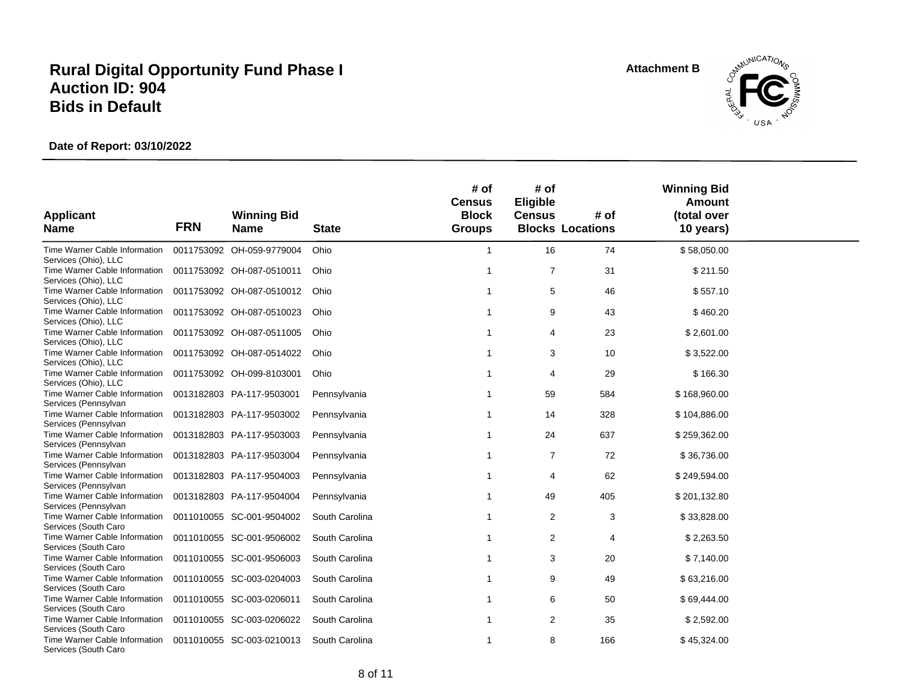# Rural Digital Opportunity Fund Phase I
# Auction ID: 904
# Bids in Default

**Attachment B**

**Date of Report: 03/10/2022**

| Applicant Name | FRN | Winning Bid Name | State | # of Census Block Groups | # of Eligible Census Blocks | # of Locations | Winning Bid Amount (total over 10 years) |
|---|---|---|---|---|---|---|---|
| Time Warner Cable Information Services (Ohio), LLC | 0011753092 | OH-059-9779004 | Ohio | 1 | 16 | 74 | $ 58,050.00 |
| Time Warner Cable Information Services (Ohio), LLC | 0011753092 | OH-087-0510011 | Ohio | 1 | 7 | 31 | $ 211.50 |
| Time Warner Cable Information Services (Ohio), LLC | 0011753092 | OH-087-0510012 | Ohio | 1 | 5 | 46 | $ 557.10 |
| Time Warner Cable Information Services (Ohio), LLC | 0011753092 | OH-087-0510023 | Ohio | 1 | 9 | 43 | $ 460.20 |
| Time Warner Cable Information Services (Ohio), LLC | 0011753092 | OH-087-0511005 | Ohio | 1 | 4 | 23 | $ 2,601.00 |
| Time Warner Cable Information Services (Ohio), LLC | 0011753092 | OH-087-0514022 | Ohio | 1 | 3 | 10 | $ 3,522.00 |
| Time Warner Cable Information Services (Ohio), LLC | 0011753092 | OH-099-8103001 | Ohio | 1 | 4 | 29 | $ 166.30 |
| Time Warner Cable Information Services (Pennsylvan | 0013182803 | PA-117-9503001 | Pennsylvania | 1 | 59 | 584 | $ 168,960.00 |
| Time Warner Cable Information Services (Pennsylvan | 0013182803 | PA-117-9503002 | Pennsylvania | 1 | 14 | 328 | $ 104,886.00 |
| Time Warner Cable Information Services (Pennsylvan | 0013182803 | PA-117-9503003 | Pennsylvania | 1 | 24 | 637 | $ 259,362.00 |
| Time Warner Cable Information Services (Pennsylvan | 0013182803 | PA-117-9503004 | Pennsylvania | 1 | 7 | 72 | $ 36,736.00 |
| Time Warner Cable Information Services (Pennsylvan | 0013182803 | PA-117-9504003 | Pennsylvania | 1 | 4 | 62 | $ 249,594.00 |
| Time Warner Cable Information Services (Pennsylvan | 0013182803 | PA-117-9504004 | Pennsylvania | 1 | 49 | 405 | $ 201,132.80 |
| Time Warner Cable Information Services (South Caro | 0011010055 | SC-001-9504002 | South Carolina | 1 | 2 | 3 | $ 33,828.00 |
| Time Warner Cable Information Services (South Caro | 0011010055 | SC-001-9506002 | South Carolina | 1 | 2 | 4 | $ 2,263.50 |
| Time Warner Cable Information Services (South Caro | 0011010055 | SC-001-9506003 | South Carolina | 1 | 3 | 20 | $ 7,140.00 |
| Time Warner Cable Information Services (South Caro | 0011010055 | SC-003-0204003 | South Carolina | 1 | 9 | 49 | $ 63,216.00 |
| Time Warner Cable Information Services (South Caro | 0011010055 | SC-003-0206011 | South Carolina | 1 | 6 | 50 | $ 69,444.00 |
| Time Warner Cable Information Services (South Caro | 0011010055 | SC-003-0206022 | South Carolina | 1 | 2 | 35 | $ 2,592.00 |
| Time Warner Cable Information Services (South Caro | 0011010055 | SC-003-0210013 | South Carolina | 1 | 8 | 166 | $ 45,324.00 |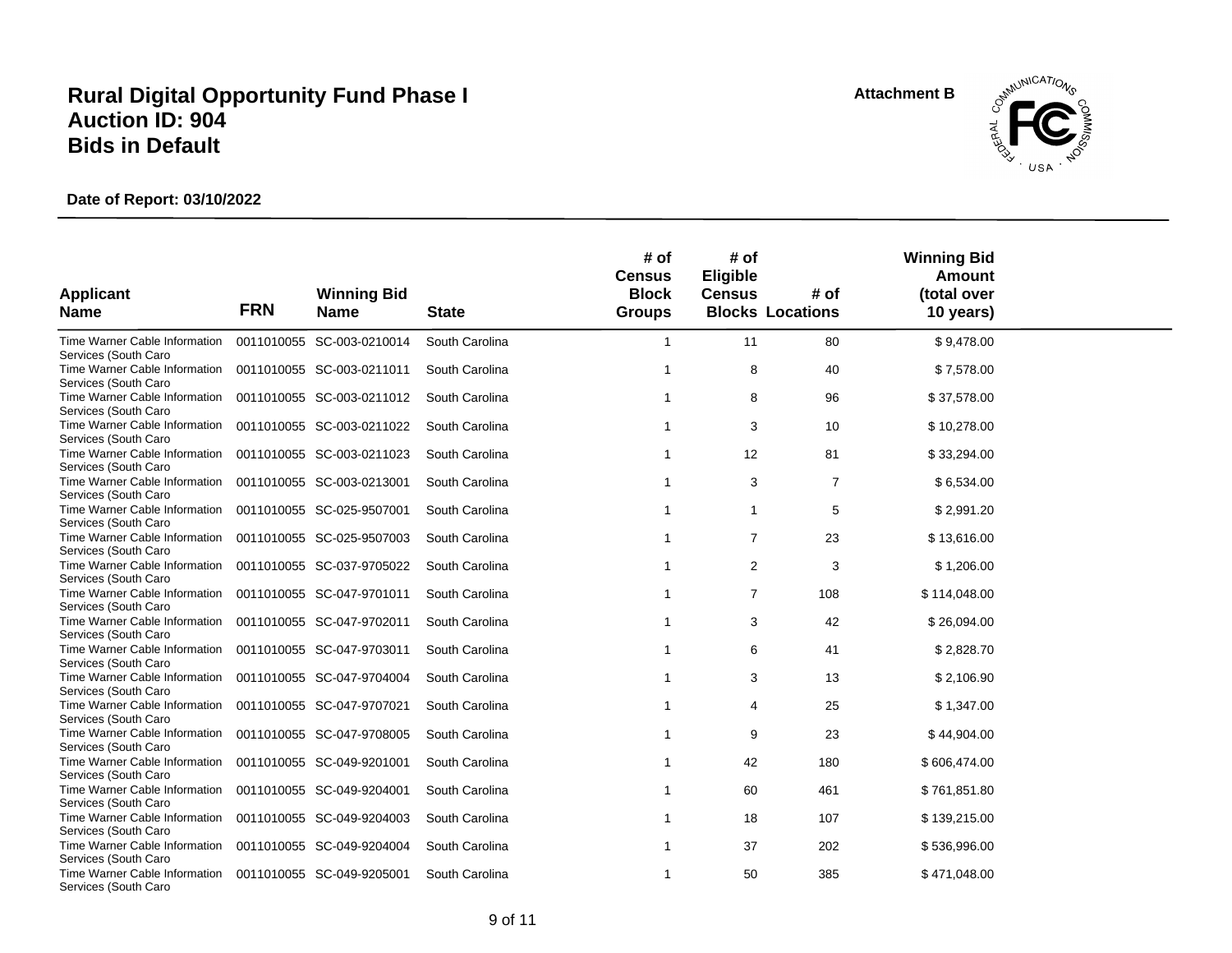# Rural Digital Opportunity Fund Phase I
# Auction ID: 904
# Bids in Default

**Attachment B**

**Date of Report: 03/10/2022**

| Applicant Name | FRN | Winning Bid Name | State | # of Census Block Groups | # of Eligible Census Blocks | # of Locations | Winning Bid Amount (total over 10 years) |
|---|---|---|---|---|---|---|---|
| Time Warner Cable Information Services (South Caro | 0011010055 | SC-003-0210014 | South Carolina | 1 | 11 | 80 | $ 9,478.00 |
| Time Warner Cable Information Services (South Caro | 0011010055 | SC-003-0211011 | South Carolina | 1 | 8 | 40 | $ 7,578.00 |
| Time Warner Cable Information Services (South Caro | 0011010055 | SC-003-0211012 | South Carolina | 1 | 8 | 96 | $ 37,578.00 |
| Time Warner Cable Information Services (South Caro | 0011010055 | SC-003-0211022 | South Carolina | 1 | 3 | 10 | $ 10,278.00 |
| Time Warner Cable Information Services (South Caro | 0011010055 | SC-003-0211023 | South Carolina | 1 | 12 | 81 | $ 33,294.00 |
| Time Warner Cable Information Services (South Caro | 0011010055 | SC-003-0213001 | South Carolina | 1 | 3 | 7 | $ 6,534.00 |
| Time Warner Cable Information Services (South Caro | 0011010055 | SC-025-9507001 | South Carolina | 1 | 1 | 5 | $ 2,991.20 |
| Time Warner Cable Information Services (South Caro | 0011010055 | SC-025-9507003 | South Carolina | 1 | 7 | 23 | $ 13,616.00 |
| Time Warner Cable Information Services (South Caro | 0011010055 | SC-037-9705022 | South Carolina | 1 | 2 | 3 | $ 1,206.00 |
| Time Warner Cable Information Services (South Caro | 0011010055 | SC-047-9701011 | South Carolina | 1 | 7 | 108 | $ 114,048.00 |
| Time Warner Cable Information Services (South Caro | 0011010055 | SC-047-9702011 | South Carolina | 1 | 3 | 42 | $ 26,094.00 |
| Time Warner Cable Information Services (South Caro | 0011010055 | SC-047-9703011 | South Carolina | 1 | 6 | 41 | $ 2,828.70 |
| Time Warner Cable Information Services (South Caro | 0011010055 | SC-047-9704004 | South Carolina | 1 | 3 | 13 | $ 2,106.90 |
| Time Warner Cable Information Services (South Caro | 0011010055 | SC-047-9707021 | South Carolina | 1 | 4 | 25 | $ 1,347.00 |
| Time Warner Cable Information Services (South Caro | 0011010055 | SC-047-9708005 | South Carolina | 1 | 9 | 23 | $ 44,904.00 |
| Time Warner Cable Information Services (South Caro | 0011010055 | SC-049-9201001 | South Carolina | 1 | 42 | 180 | $ 606,474.00 |
| Time Warner Cable Information Services (South Caro | 0011010055 | SC-049-9204001 | South Carolina | 1 | 60 | 461 | $ 761,851.80 |
| Time Warner Cable Information Services (South Caro | 0011010055 | SC-049-9204003 | South Carolina | 1 | 18 | 107 | $ 139,215.00 |
| Time Warner Cable Information Services (South Caro | 0011010055 | SC-049-9204004 | South Carolina | 1 | 37 | 202 | $ 536,996.00 |
| Time Warner Cable Information Services (South Caro | 0011010055 | SC-049-9205001 | South Carolina | 1 | 50 | 385 | $ 471,048.00 |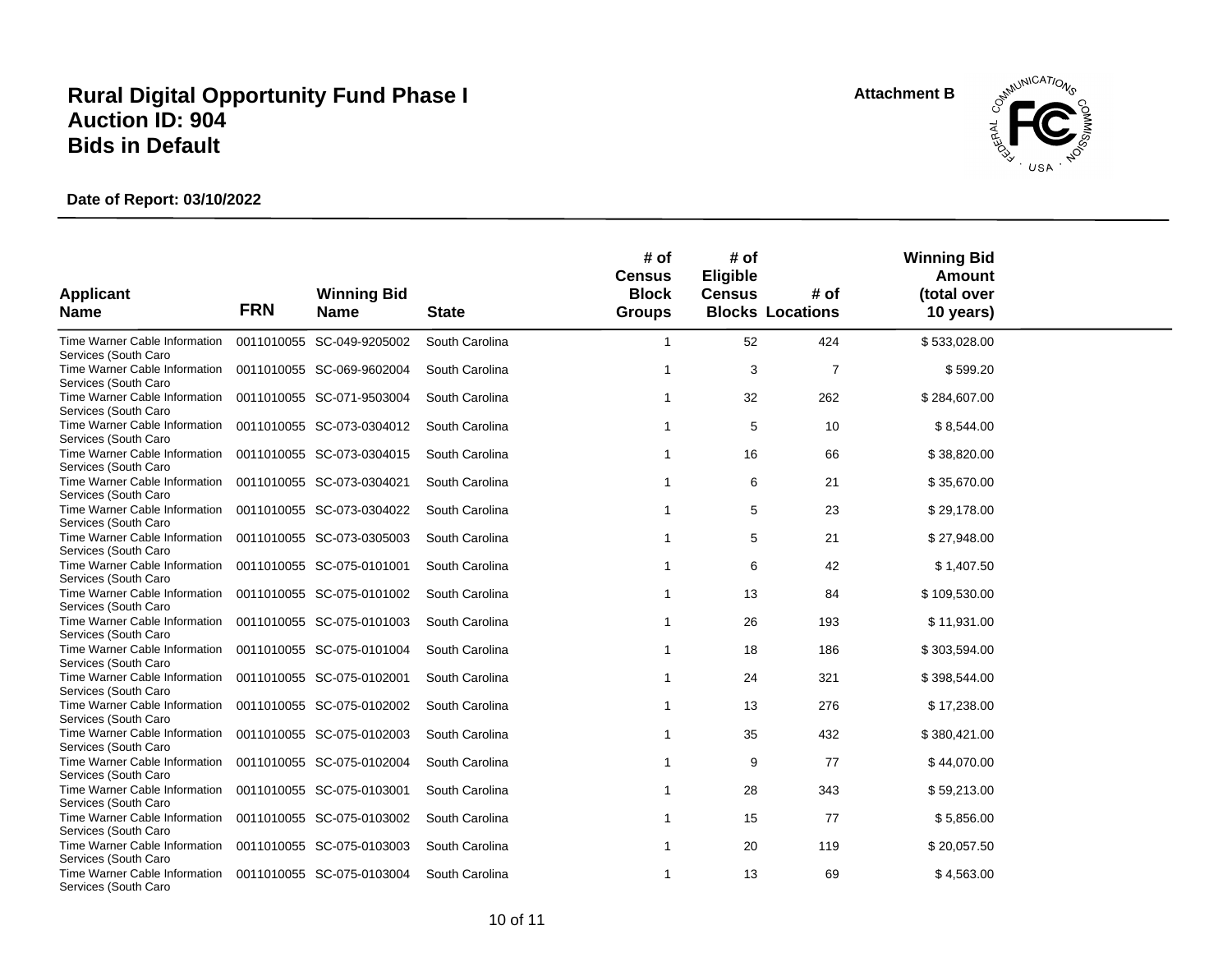# Rural Digital Opportunity Fund Phase I
# Auction ID: 904
# Bids in Default

Attachment B

**Date of Report: 03/10/2022**

| Applicant Name | FRN | Winning Bid Name | State | # of Census Block Groups | # of Eligible Census Blocks | # of Locations | Winning Bid Amount (total over 10 years) |
|---|---|---|---|---|---|---|---|
| Time Warner Cable Information Services (South Caro | 0011010055 | SC-049-9205002 | South Carolina | 1 | 52 | 424 | $ 533,028.00 |
| Time Warner Cable Information Services (South Caro | 0011010055 | SC-069-9602004 | South Carolina | 1 | 3 | 7 | $ 599.20 |
| Time Warner Cable Information Services (South Caro | 0011010055 | SC-071-9503004 | South Carolina | 1 | 32 | 262 | $ 284,607.00 |
| Time Warner Cable Information Services (South Caro | 0011010055 | SC-073-0304012 | South Carolina | 1 | 5 | 10 | $ 8,544.00 |
| Time Warner Cable Information Services (South Caro | 0011010055 | SC-073-0304015 | South Carolina | 1 | 16 | 66 | $ 38,820.00 |
| Time Warner Cable Information Services (South Caro | 0011010055 | SC-073-0304021 | South Carolina | 1 | 6 | 21 | $ 35,670.00 |
| Time Warner Cable Information Services (South Caro | 0011010055 | SC-073-0304022 | South Carolina | 1 | 5 | 23 | $ 29,178.00 |
| Time Warner Cable Information Services (South Caro | 0011010055 | SC-073-0305003 | South Carolina | 1 | 5 | 21 | $ 27,948.00 |
| Time Warner Cable Information Services (South Caro | 0011010055 | SC-075-0101001 | South Carolina | 1 | 6 | 42 | $ 1,407.50 |
| Time Warner Cable Information Services (South Caro | 0011010055 | SC-075-0101002 | South Carolina | 1 | 13 | 84 | $ 109,530.00 |
| Time Warner Cable Information Services (South Caro | 0011010055 | SC-075-0101003 | South Carolina | 1 | 26 | 193 | $ 11,931.00 |
| Time Warner Cable Information Services (South Caro | 0011010055 | SC-075-0101004 | South Carolina | 1 | 18 | 186 | $ 303,594.00 |
| Time Warner Cable Information Services (South Caro | 0011010055 | SC-075-0102001 | South Carolina | 1 | 24 | 321 | $ 398,544.00 |
| Time Warner Cable Information Services (South Caro | 0011010055 | SC-075-0102002 | South Carolina | 1 | 13 | 276 | $ 17,238.00 |
| Time Warner Cable Information Services (South Caro | 0011010055 | SC-075-0102003 | South Carolina | 1 | 35 | 432 | $ 380,421.00 |
| Time Warner Cable Information Services (South Caro | 0011010055 | SC-075-0102004 | South Carolina | 1 | 9 | 77 | $ 44,070.00 |
| Time Warner Cable Information Services (South Caro | 0011010055 | SC-075-0103001 | South Carolina | 1 | 28 | 343 | $ 59,213.00 |
| Time Warner Cable Information Services (South Caro | 0011010055 | SC-075-0103002 | South Carolina | 1 | 15 | 77 | $ 5,856.00 |
| Time Warner Cable Information Services (South Caro | 0011010055 | SC-075-0103003 | South Carolina | 1 | 20 | 119 | $ 20,057.50 |
| Time Warner Cable Information Services (South Caro | 0011010055 | SC-075-0103004 | South Carolina | 1 | 13 | 69 | $ 4,563.00 |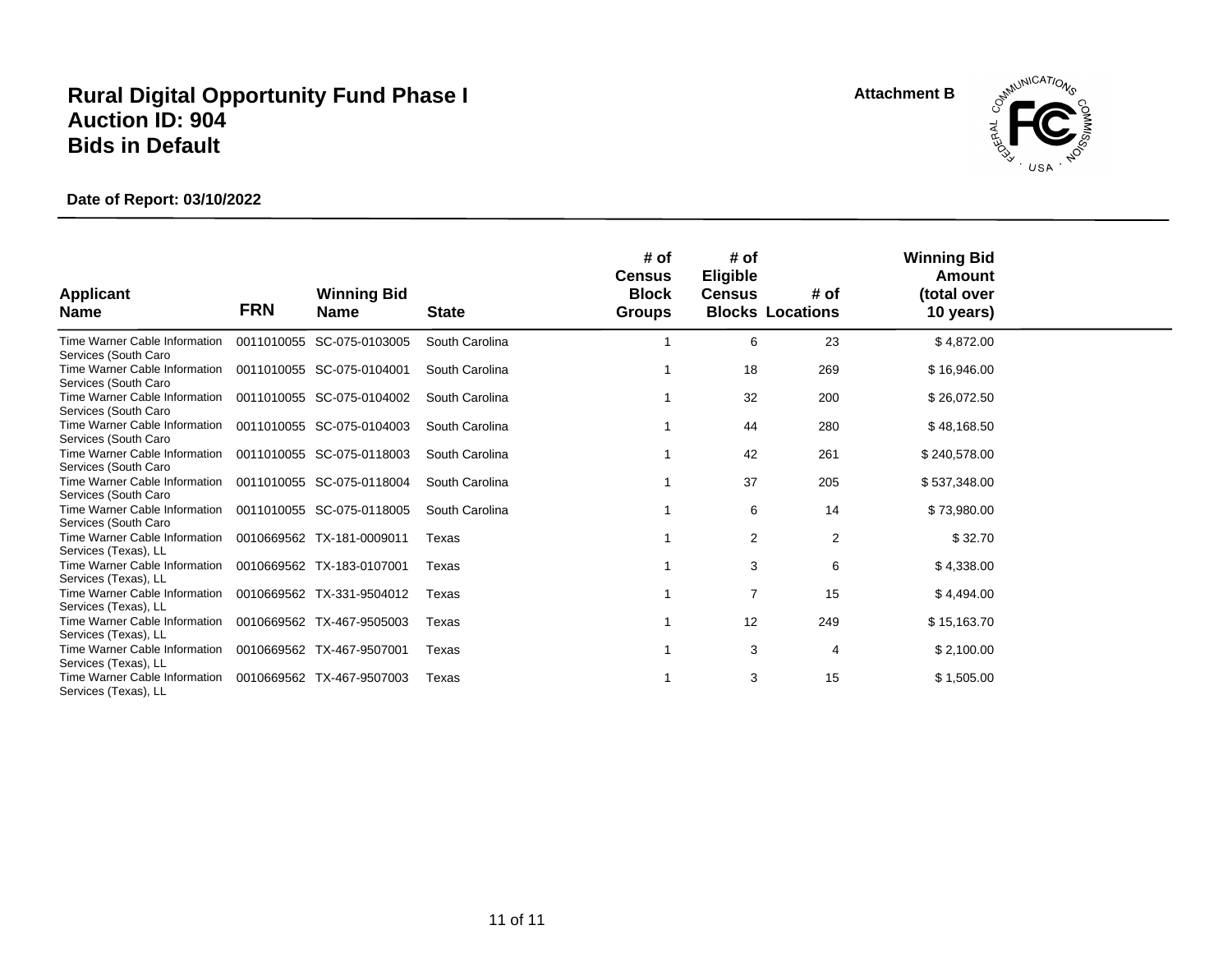# Rural Digital Opportunity Fund Phase I
# Auction ID: 904
# Bids in Default

Attachment B

**Date of Report: 03/10/2022**

| Applicant Name | FRN | Winning Bid Name | State | # of Census Block Groups | # of Eligible Census Blocks | # of Locations | Winning Bid Amount (total over 10 years) |
|---|---|---|---|---|---|---|---|
| Time Warner Cable Information Services (South Caro | 0011010055 | SC-075-0103005 | South Carolina | 1 | 6 | 23 | $ 4,872.00 |
| Time Warner Cable Information Services (South Caro | 0011010055 | SC-075-0104001 | South Carolina | 1 | 18 | 269 | $ 16,946.00 |
| Time Warner Cable Information Services (South Caro | 0011010055 | SC-075-0104002 | South Carolina | 1 | 32 | 200 | $ 26,072.50 |
| Time Warner Cable Information Services (South Caro | 0011010055 | SC-075-0104003 | South Carolina | 1 | 44 | 280 | $ 48,168.50 |
| Time Warner Cable Information Services (South Caro | 0011010055 | SC-075-0118003 | South Carolina | 1 | 42 | 261 | $ 240,578.00 |
| Time Warner Cable Information Services (South Caro | 0011010055 | SC-075-0118004 | South Carolina | 1 | 37 | 205 | $ 537,348.00 |
| Time Warner Cable Information Services (South Caro | 0011010055 | SC-075-0118005 | South Carolina | 1 | 6 | 14 | $ 73,980.00 |
| Time Warner Cable Information Services (Texas), LL | 0010669562 | TX-181-0009011 | Texas | 1 | 2 | 2 | $ 32.70 |
| Time Warner Cable Information Services (Texas), LL | 0010669562 | TX-183-0107001 | Texas | 1 | 3 | 6 | $ 4,338.00 |
| Time Warner Cable Information Services (Texas), LL | 0010669562 | TX-331-9504012 | Texas | 1 | 7 | 15 | $ 4,494.00 |
| Time Warner Cable Information Services (Texas), LL | 0010669562 | TX-467-9505003 | Texas | 1 | 12 | 249 | $ 15,163.70 |
| Time Warner Cable Information Services (Texas), LL | 0010669562 | TX-467-9507001 | Texas | 1 | 3 | 4 | $ 2,100.00 |
| Time Warner Cable Information Services (Texas), LL | 0010669562 | TX-467-9507003 | Texas | 1 | 3 | 15 | $ 1,505.00 |